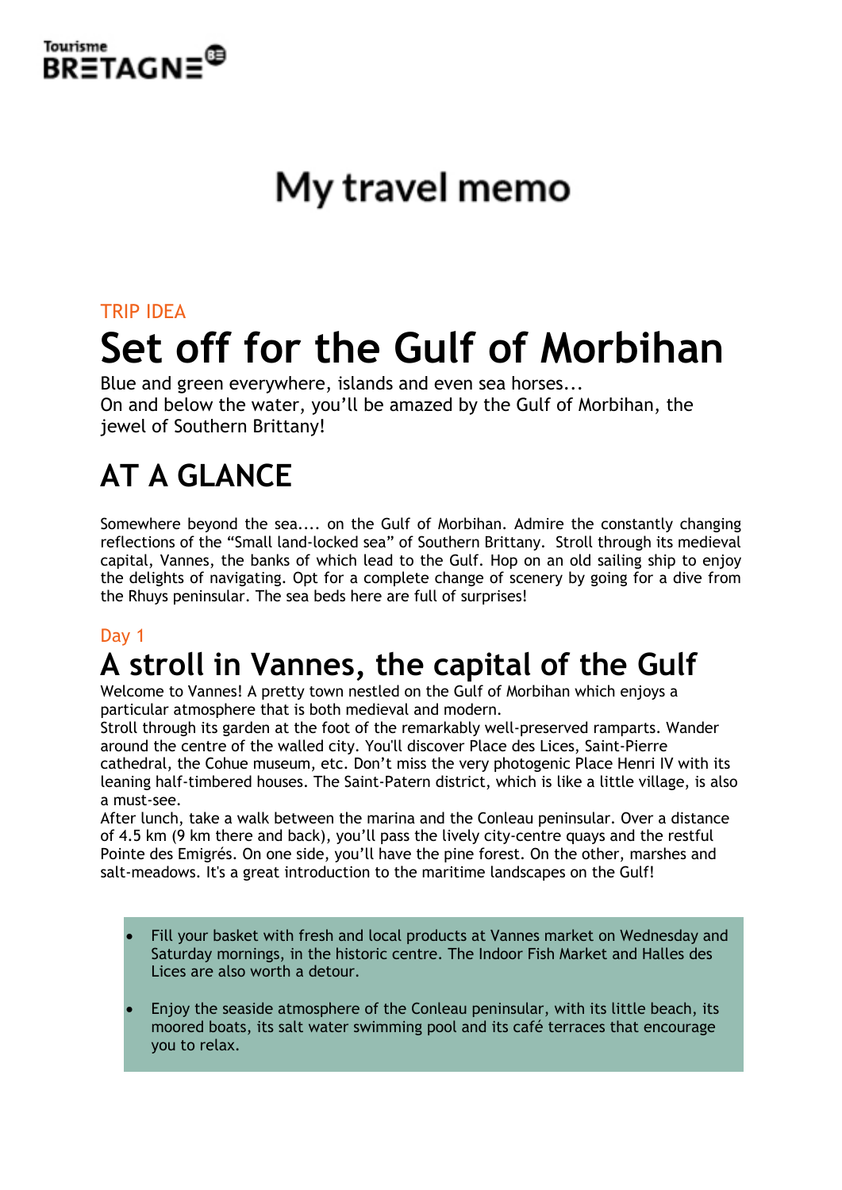Tourisme BRETAGNE

# My travel memo

TRIP IDEA

# Set off for the Gulf of Morbihan

Blue and green everywhere, islands and even sea horses...
On and below the water, you'll be amazed by the Gulf of Morbihan, the jewel of Southern Brittany!

## AT A GLANCE

Somewhere beyond the sea.... on the Gulf of Morbihan. Admire the constantly changing reflections of the "Small land-locked sea" of Southern Brittany. Stroll through its medieval capital, Vannes, the banks of which lead to the Gulf. Hop on an old sailing ship to enjoy the delights of navigating. Opt for a complete change of scenery by going for a dive from the Rhuys peninsular. The sea beds here are full of surprises!

Day 1

## A stroll in Vannes, the capital of the Gulf

Welcome to Vannes! A pretty town nestled on the Gulf of Morbihan which enjoys a particular atmosphere that is both medieval and modern.
Stroll through its garden at the foot of the remarkably well-preserved ramparts. Wander around the centre of the walled city. You'll discover Place des Lices, Saint-Pierre cathedral, the Cohue museum, etc. Don't miss the very photogenic Place Henri IV with its leaning half-timbered houses. The Saint-Patern district, which is like a little village, is also a must-see.
After lunch, take a walk between the marina and the Conleau peninsular. Over a distance of 4.5 km (9 km there and back), you'll pass the lively city-centre quays and the restful Pointe des Emigrés. On one side, you'll have the pine forest. On the other, marshes and salt-meadows. It's a great introduction to the maritime landscapes on the Gulf!

- Fill your basket with fresh and local products at Vannes market on Wednesday and Saturday mornings, in the historic centre. The Indoor Fish Market and Halles des Lices are also worth a detour.
- Enjoy the seaside atmosphere of the Conleau peninsular, with its little beach, its moored boats, its salt water swimming pool and its café terraces that encourage you to relax.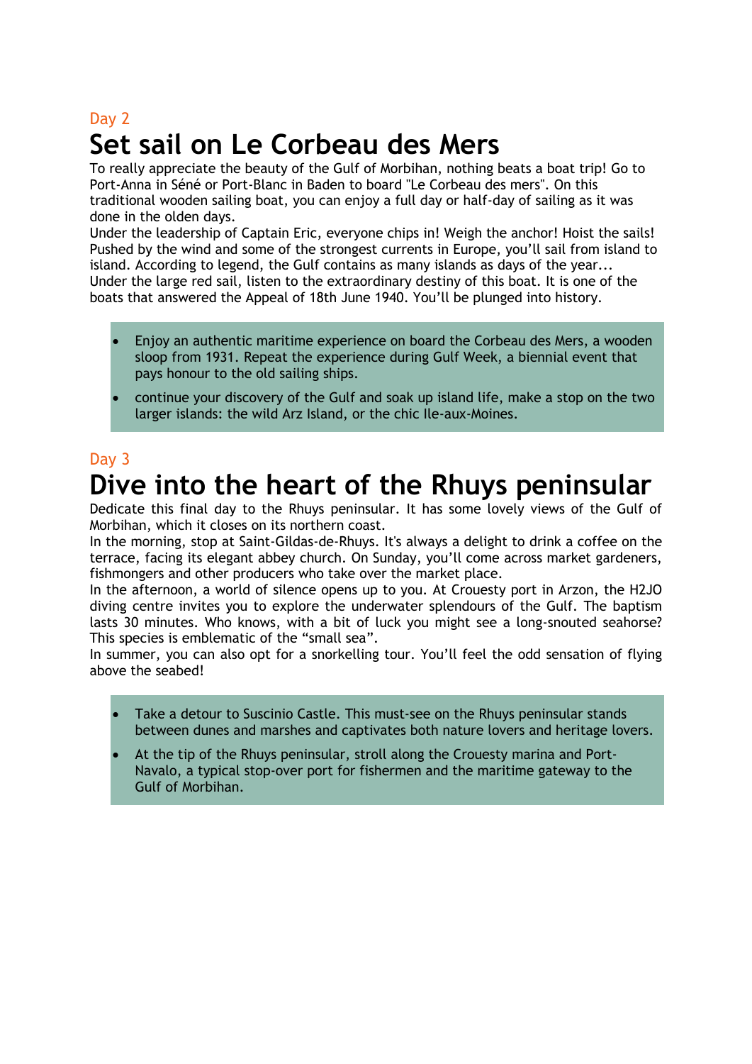Day 2

# Set sail on Le Corbeau des Mers

To really appreciate the beauty of the Gulf of Morbihan, nothing beats a boat trip! Go to Port-Anna in Séné or Port-Blanc in Baden to board "Le Corbeau des mers". On this traditional wooden sailing boat, you can enjoy a full day or half-day of sailing as it was done in the olden days.
Under the leadership of Captain Eric, everyone chips in! Weigh the anchor! Hoist the sails! Pushed by the wind and some of the strongest currents in Europe, you'll sail from island to island. According to legend, the Gulf contains as many islands as days of the year...
Under the large red sail, listen to the extraordinary destiny of this boat. It is one of the boats that answered the Appeal of 18th June 1940. You'll be plunged into history.

- Enjoy an authentic maritime experience on board the Corbeau des Mers, a wooden sloop from 1931. Repeat the experience during Gulf Week, a biennial event that pays honour to the old sailing ships.
- continue your discovery of the Gulf and soak up island life, make a stop on the two larger islands: the wild Arz Island, or the chic Ile-aux-Moines.

Day 3

# Dive into the heart of the Rhuys peninsular

Dedicate this final day to the Rhuys peninsular. It has some lovely views of the Gulf of Morbihan, which it closes on its northern coast.
In the morning, stop at Saint-Gildas-de-Rhuys. It's always a delight to drink a coffee on the terrace, facing its elegant abbey church. On Sunday, you'll come across market gardeners, fishmongers and other producers who take over the market place.
In the afternoon, a world of silence opens up to you. At Crouesty port in Arzon, the H2JO diving centre invites you to explore the underwater splendours of the Gulf. The baptism lasts 30 minutes. Who knows, with a bit of luck you might see a long-snouted seahorse? This species is emblematic of the "small sea".
In summer, you can also opt for a snorkelling tour. You'll feel the odd sensation of flying above the seabed!

- Take a detour to Suscinio Castle. This must-see on the Rhuys peninsular stands between dunes and marshes and captivates both nature lovers and heritage lovers.
- At the tip of the Rhuys peninsular, stroll along the Crouesty marina and Port-Navalo, a typical stop-over port for fishermen and the maritime gateway to the Gulf of Morbihan.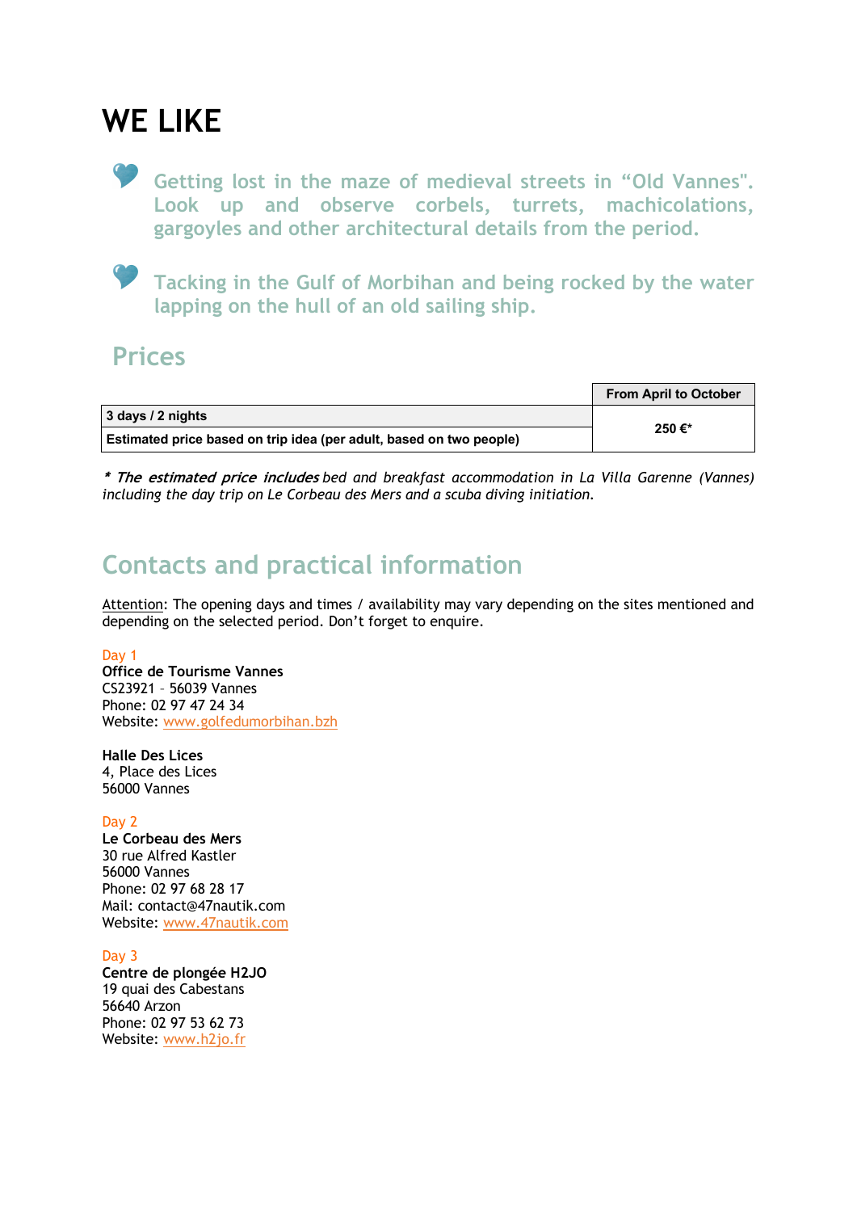# WE LIKE

- Getting lost in the maze of medieval streets in “Old Vannes". Look up and observe corbels, turrets, machicolations, gargoyles and other architectural details from the period.

- Tacking in the Gulf of Morbihan and being rocked by the water lapping on the hull of an old sailing ship.

## Prices

| | From April to October |
|---|---|
| **3 days / 2 nights** | **250 €*** |
| **Estimated price based on trip idea (per adult, based on two people)** | |

*\* The estimated price includes bed and breakfast accommodation in La Villa Garenne (Vannes) including the day trip on Le Corbeau des Mers and a scuba diving initiation.*

## Contacts and practical information

Attention: The opening days and times / availability may vary depending on the sites mentioned and depending on the selected period. Don’t forget to enquire.

Day 1

**Office de Tourisme Vannes**
CS23921 – 56039 Vannes
Phone: 02 97 47 24 34
Website: www.golfedumorbihan.bzh

**Halle Des Lices**
4, Place des Lices
56000 Vannes

Day 2

**Le Corbeau des Mers**
30 rue Alfred Kastler
56000 Vannes
Phone: 02 97 68 28 17
Mail: contact@47nautik.com
Website: www.47nautik.com

Day 3

**Centre de plongée H2JO**
19 quai des Cabestans
56640 Arzon
Phone: 02 97 53 62 73
Website: www.h2jo.fr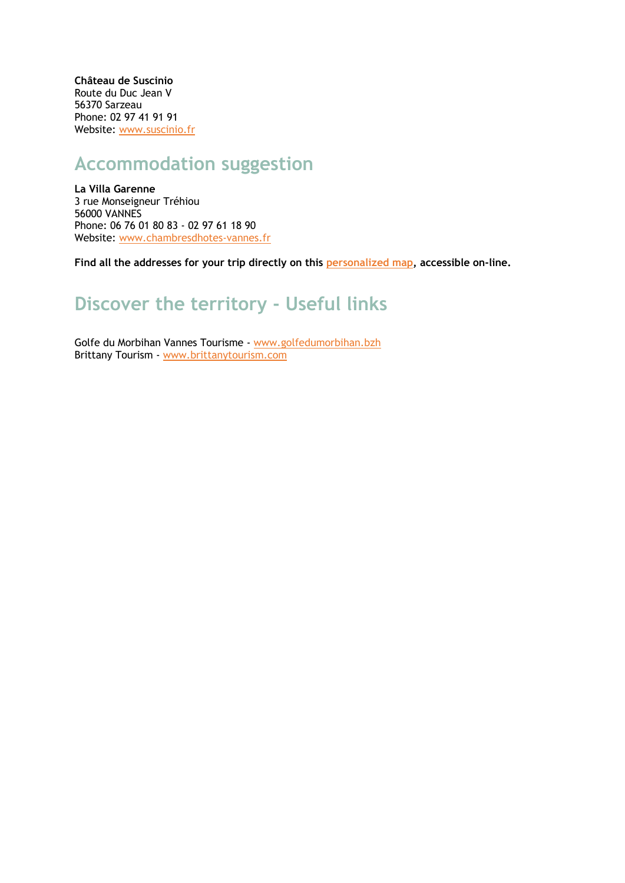**Château de Suscinio**
Route du Duc Jean V
56370 Sarzeau
Phone: 02 97 41 91 91
Website: www.suscinio.fr

## Accommodation suggestion

**La Villa Garenne**
3 rue Monseigneur Tréhiou
56000 VANNES
Phone: 06 76 01 80 83 - 02 97 61 18 90
Website: www.chambresdhotes-vannes.fr

**Find all the addresses for your trip directly on this personalized map, accessible on-line.**

## Discover the territory - Useful links

Golfe du Morbihan Vannes Tourisme - www.golfedumorbihan.bzh
Brittany Tourism - www.brittanytourism.com